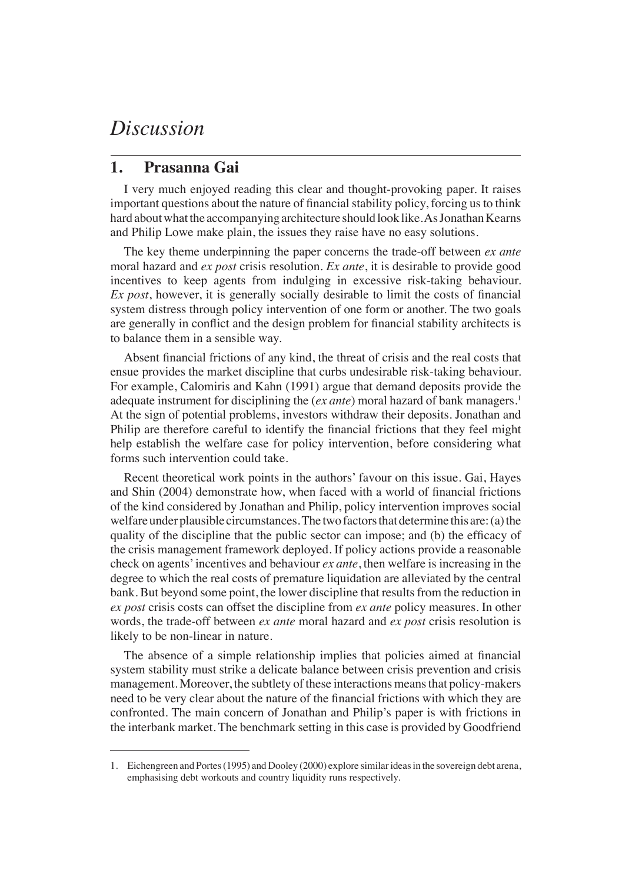# *Discussion*

## 1. Prasanna Gai

I very much enjoyed reading this clear and thought-provoking paper. It raises important questions about the nature of financial stability policy, forcing us to think hard about what the accompanying architecture should look like. As Jonathan Kearns and Philip Lowe make plain, the issues they raise have no easy solutions.

The key theme underpinning the paper concerns the trade-off between *ex ante* moral hazard and *ex post* crisis resolution. *Ex ante*, it is desirable to provide good incentives to keep agents from indulging in excessive risk-taking behaviour. *Ex post*, however, it is generally socially desirable to limit the costs of financial system distress through policy intervention of one form or another. The two goals are generally in conflict and the design problem for financial stability architects is to balance them in a sensible way.

Absent financial frictions of any kind, the threat of crisis and the real costs that ensue provides the market discipline that curbs undesirable risk-taking behaviour. For example, Calomiris and Kahn (1991) argue that demand deposits provide the adequate instrument for disciplining the (*ex ante*) moral hazard of bank managers.[1] At the sign of potential problems, investors withdraw their deposits. Jonathan and Philip are therefore careful to identify the financial frictions that they feel might help establish the welfare case for policy intervention, before considering what forms such intervention could take.

Recent theoretical work points in the authors' favour on this issue. Gai, Hayes and Shin (2004) demonstrate how, when faced with a world of financial frictions of the kind considered by Jonathan and Philip, policy intervention improves social welfare under plausible circumstances. The two factors that determine this are: (a) the quality of the discipline that the public sector can impose; and (b) the efficacy of the crisis management framework deployed. If policy actions provide a reasonable check on agents' incentives and behaviour *ex ante*, then welfare is increasing in the degree to which the real costs of premature liquidation are alleviated by the central bank. But beyond some point, the lower discipline that results from the reduction in *ex post* crisis costs can offset the discipline from *ex ante* policy measures. In other words, the trade-off between *ex ante* moral hazard and *ex post* crisis resolution is likely to be non-linear in nature.

The absence of a simple relationship implies that policies aimed at financial system stability must strike a delicate balance between crisis prevention and crisis management. Moreover, the subtlety of these interactions means that policy-makers need to be very clear about the nature of the financial frictions with which they are confronted. The main concern of Jonathan and Philip's paper is with frictions in the interbank market. The benchmark setting in this case is provided by Goodfriend

1. Eichengreen and Portes (1995) and Dooley (2000) explore similar ideas in the sovereign debt arena, emphasising debt workouts and country liquidity runs respectively.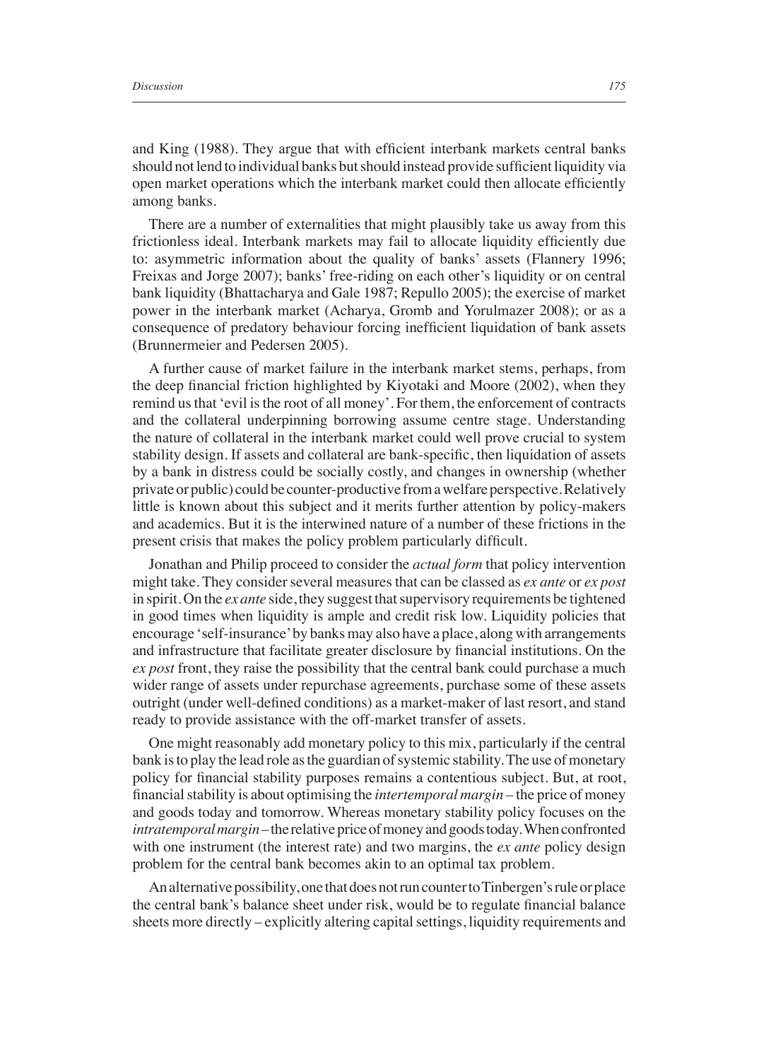and King (1988). They argue that with efficient interbank markets central banks should not lend to individual banks but should instead provide sufficient liquidity via open market operations which the interbank market could then allocate efficiently among banks.

There are a number of externalities that might plausibly take us away from this frictionless ideal. Interbank markets may fail to allocate liquidity efficiently due to: asymmetric information about the quality of banks' assets (Flannery 1996; Freixas and Jorge 2007); banks' free-riding on each other's liquidity or on central bank liquidity (Bhattacharya and Gale 1987; Repullo 2005); the exercise of market power in the interbank market (Acharya, Gromb and Yorulmazer 2008); or as a consequence of predatory behaviour forcing inefficient liquidation of bank assets (Brunnermeier and Pedersen 2005).

A further cause of market failure in the interbank market stems, perhaps, from the deep financial friction highlighted by Kiyotaki and Moore (2002), when they remind us that 'evil is the root of all money'. For them, the enforcement of contracts and the collateral underpinning borrowing assume centre stage. Understanding the nature of collateral in the interbank market could well prove crucial to system stability design. If assets and collateral are bank-specific, then liquidation of assets by a bank in distress could be socially costly, and changes in ownership (whether private or public) could be counter-productive from a welfare perspective. Relatively little is known about this subject and it merits further attention by policy-makers and academics. But it is the interwined nature of a number of these frictions in the present crisis that makes the policy problem particularly difficult.

Jonathan and Philip proceed to consider the *actual form* that policy intervention might take. They consider several measures that can be classed as *ex ante* or *ex post* in spirit. On the *ex ante* side, they suggest that supervisory requirements be tightened in good times when liquidity is ample and credit risk low. Liquidity policies that encourage 'self-insurance' by banks may also have a place, along with arrangements and infrastructure that facilitate greater disclosure by financial institutions. On the *ex post* front, they raise the possibility that the central bank could purchase a much wider range of assets under repurchase agreements, purchase some of these assets outright (under well-defined conditions) as a market-maker of last resort, and stand ready to provide assistance with the off-market transfer of assets.

One might reasonably add monetary policy to this mix, particularly if the central bank is to play the lead role as the guardian of systemic stability. The use of monetary policy for financial stability purposes remains a contentious subject. But, at root, financial stability is about optimising the *intertemporal margin* – the price of money and goods today and tomorrow. Whereas monetary stability policy focuses on the *intratemporal margin* – the relative price of money and goods today. When confronted with one instrument (the interest rate) and two margins, the *ex ante* policy design problem for the central bank becomes akin to an optimal tax problem.

An alternative possibility, one that does not run counter to Tinbergen's rule or place the central bank's balance sheet under risk, would be to regulate financial balance sheets more directly – explicitly altering capital settings, liquidity requirements and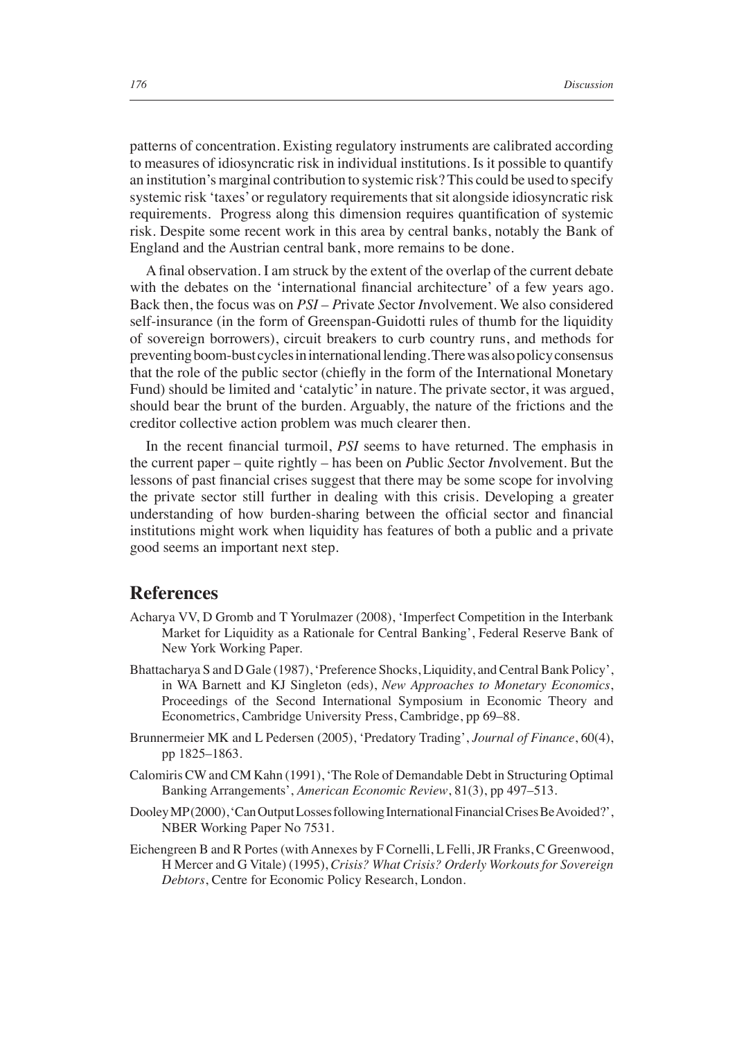patterns of concentration. Existing regulatory instruments are calibrated according to measures of idiosyncratic risk in individual institutions. Is it possible to quantify an institution's marginal contribution to systemic risk? This could be used to specify systemic risk 'taxes' or regulatory requirements that sit alongside idiosyncratic risk requirements. Progress along this dimension requires quantification of systemic risk. Despite some recent work in this area by central banks, notably the Bank of England and the Austrian central bank, more remains to be done.

A final observation. I am struck by the extent of the overlap of the current debate with the debates on the 'international financial architecture' of a few years ago. Back then, the focus was on *PSI* – *P*rivate *S*ector *I*nvolvement. We also considered self-insurance (in the form of Greenspan-Guidotti rules of thumb for the liquidity of sovereign borrowers), circuit breakers to curb country runs, and methods for preventing boom-bust cycles in international lending. There was also policy consensus that the role of the public sector (chiefly in the form of the International Monetary Fund) should be limited and 'catalytic' in nature. The private sector, it was argued, should bear the brunt of the burden. Arguably, the nature of the frictions and the creditor collective action problem was much clearer then.

In the recent financial turmoil, *PSI* seems to have returned. The emphasis in the current paper – quite rightly – has been on *P*ublic *S*ector *I*nvolvement. But the lessons of past financial crises suggest that there may be some scope for involving the private sector still further in dealing with this crisis. Developing a greater understanding of how burden-sharing between the official sector and financial institutions might work when liquidity has features of both a public and a private good seems an important next step.

## References

Acharya VV, D Gromb and T Yorulmazer (2008), 'Imperfect Competition in the Interbank Market for Liquidity as a Rationale for Central Banking', Federal Reserve Bank of New York Working Paper.

Bhattacharya S and D Gale (1987), 'Preference Shocks, Liquidity, and Central Bank Policy', in WA Barnett and KJ Singleton (eds), *New Approaches to Monetary Economics*, Proceedings of the Second International Symposium in Economic Theory and Econometrics, Cambridge University Press, Cambridge, pp 69–88.

Brunnermeier MK and L Pedersen (2005), 'Predatory Trading', *Journal of Finance*, 60(4), pp 1825–1863.

Calomiris CW and CM Kahn (1991), 'The Role of Demandable Debt in Structuring Optimal Banking Arrangements', *American Economic Review*, 81(3), pp 497–513.

Dooley MP (2000), 'Can Output Losses following International Financial Crises Be Avoided?', NBER Working Paper No 7531.

Eichengreen B and R Portes (with Annexes by F Cornelli, L Felli, JR Franks, C Greenwood, H Mercer and G Vitale) (1995), *Crisis? What Crisis? Orderly Workouts for Sovereign Debtors*, Centre for Economic Policy Research, London.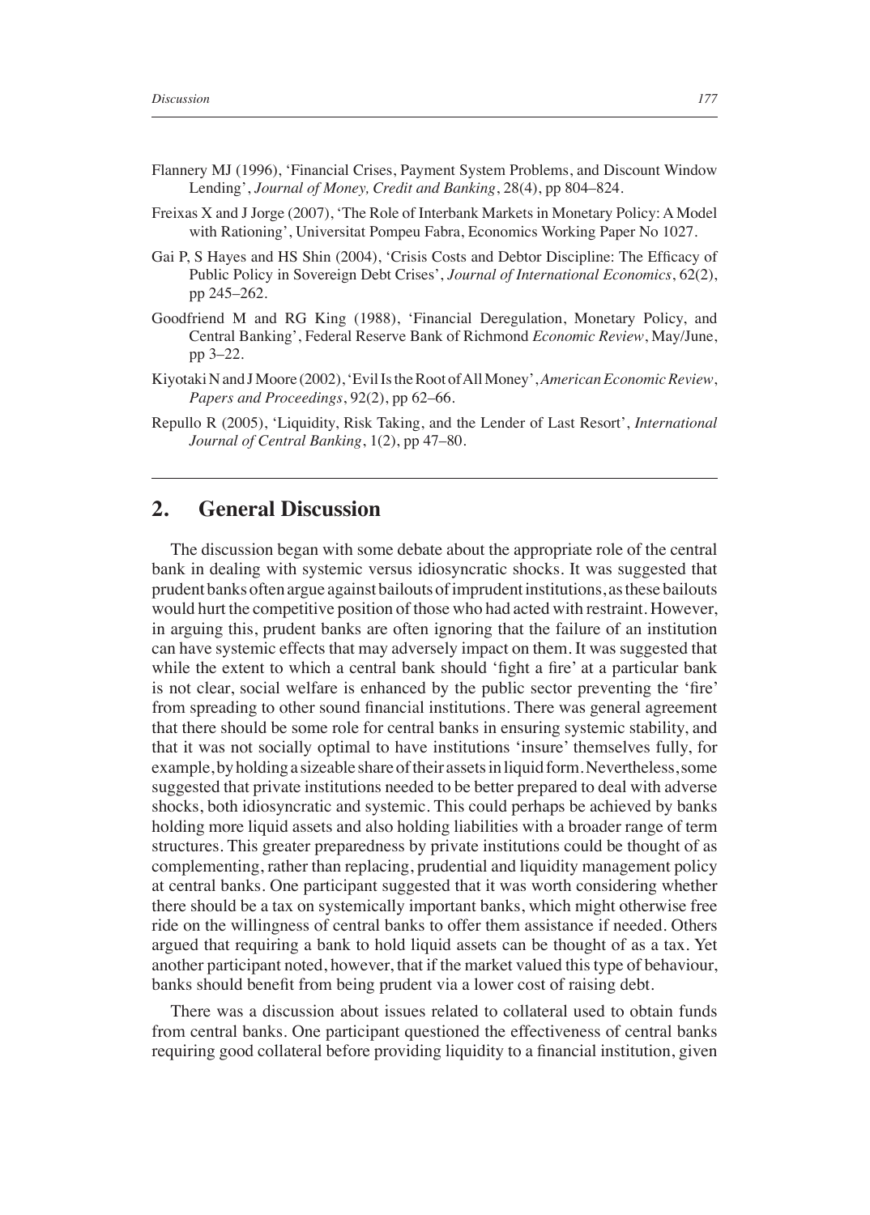Flannery MJ (1996), 'Financial Crises, Payment System Problems, and Discount Window Lending', *Journal of Money, Credit and Banking*, 28(4), pp 804–824.

Freixas X and J Jorge (2007), 'The Role of Interbank Markets in Monetary Policy: A Model with Rationing', Universitat Pompeu Fabra, Economics Working Paper No 1027.

Gai P, S Hayes and HS Shin (2004), 'Crisis Costs and Debtor Discipline: The Efficacy of Public Policy in Sovereign Debt Crises', *Journal of International Economics*, 62(2), pp 245–262.

Goodfriend M and RG King (1988), 'Financial Deregulation, Monetary Policy, and Central Banking', Federal Reserve Bank of Richmond *Economic Review*, May/June, pp 3–22.

Kiyotaki N and J Moore (2002), 'Evil Is the Root of All Money', *American Economic Review, Papers and Proceedings*, 92(2), pp 62–66.

Repullo R (2005), 'Liquidity, Risk Taking, and the Lender of Last Resort', *International Journal of Central Banking*, 1(2), pp 47–80.

## 2. General Discussion

The discussion began with some debate about the appropriate role of the central bank in dealing with systemic versus idiosyncratic shocks. It was suggested that prudent banks often argue against bailouts of imprudent institutions, as these bailouts would hurt the competitive position of those who had acted with restraint. However, in arguing this, prudent banks are often ignoring that the failure of an institution can have systemic effects that may adversely impact on them. It was suggested that while the extent to which a central bank should 'fight a fire' at a particular bank is not clear, social welfare is enhanced by the public sector preventing the 'fire' from spreading to other sound financial institutions. There was general agreement that there should be some role for central banks in ensuring systemic stability, and that it was not socially optimal to have institutions 'insure' themselves fully, for example, by holding a sizeable share of their assets in liquid form. Nevertheless, some suggested that private institutions needed to be better prepared to deal with adverse shocks, both idiosyncratic and systemic. This could perhaps be achieved by banks holding more liquid assets and also holding liabilities with a broader range of term structures. This greater preparedness by private institutions could be thought of as complementing, rather than replacing, prudential and liquidity management policy at central banks. One participant suggested that it was worth considering whether there should be a tax on systemically important banks, which might otherwise free ride on the willingness of central banks to offer them assistance if needed. Others argued that requiring a bank to hold liquid assets can be thought of as a tax. Yet another participant noted, however, that if the market valued this type of behaviour, banks should benefit from being prudent via a lower cost of raising debt.

There was a discussion about issues related to collateral used to obtain funds from central banks. One participant questioned the effectiveness of central banks requiring good collateral before providing liquidity to a financial institution, given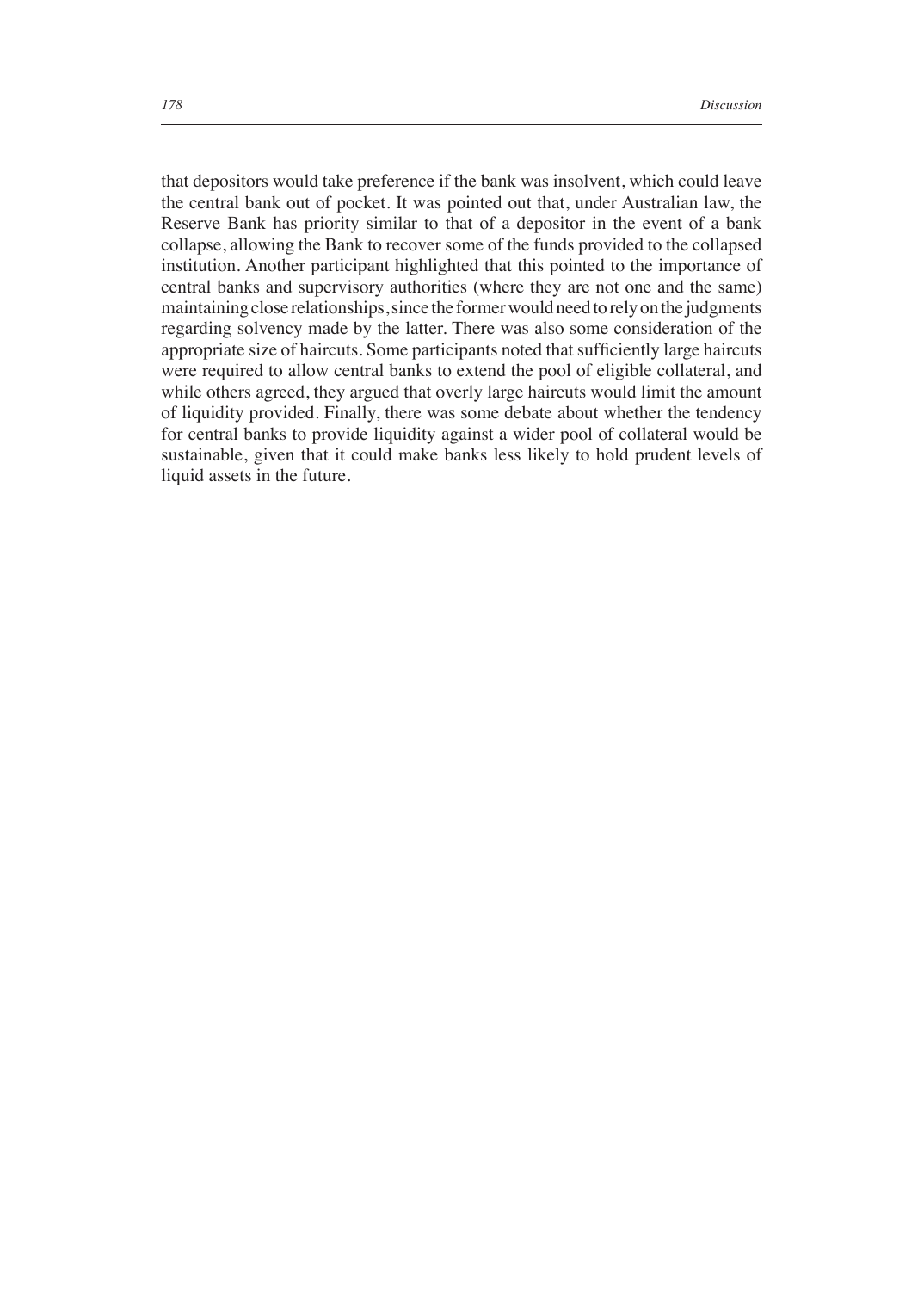that depositors would take preference if the bank was insolvent, which could leave the central bank out of pocket. It was pointed out that, under Australian law, the Reserve Bank has priority similar to that of a depositor in the event of a bank collapse, allowing the Bank to recover some of the funds provided to the collapsed institution. Another participant highlighted that this pointed to the importance of central banks and supervisory authorities (where they are not one and the same) maintaining close relationships, since the former would need to rely on the judgments regarding solvency made by the latter. There was also some consideration of the appropriate size of haircuts. Some participants noted that sufficiently large haircuts were required to allow central banks to extend the pool of eligible collateral, and while others agreed, they argued that overly large haircuts would limit the amount of liquidity provided. Finally, there was some debate about whether the tendency for central banks to provide liquidity against a wider pool of collateral would be sustainable, given that it could make banks less likely to hold prudent levels of liquid assets in the future.